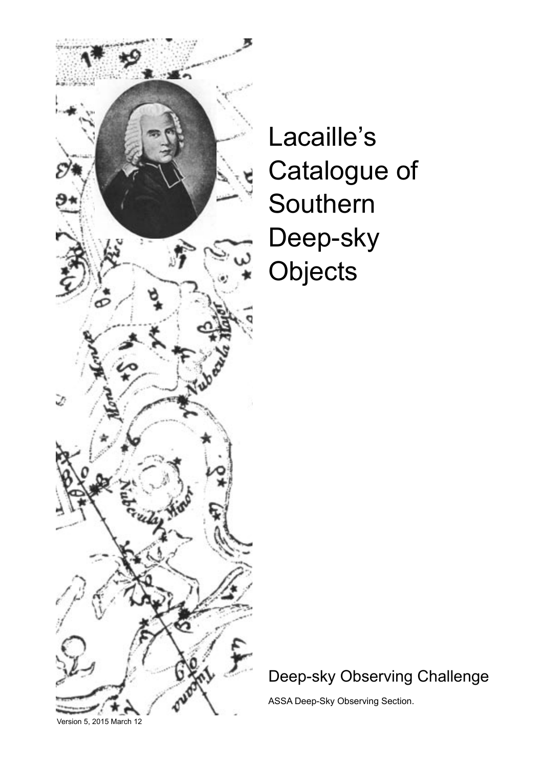# Lacaille's Catalogue of Southern Deep-sky Objects

Deep-sky Observing Challenge

ASSA Deep-Sky Observing Section.

Version 5, 2015 March 12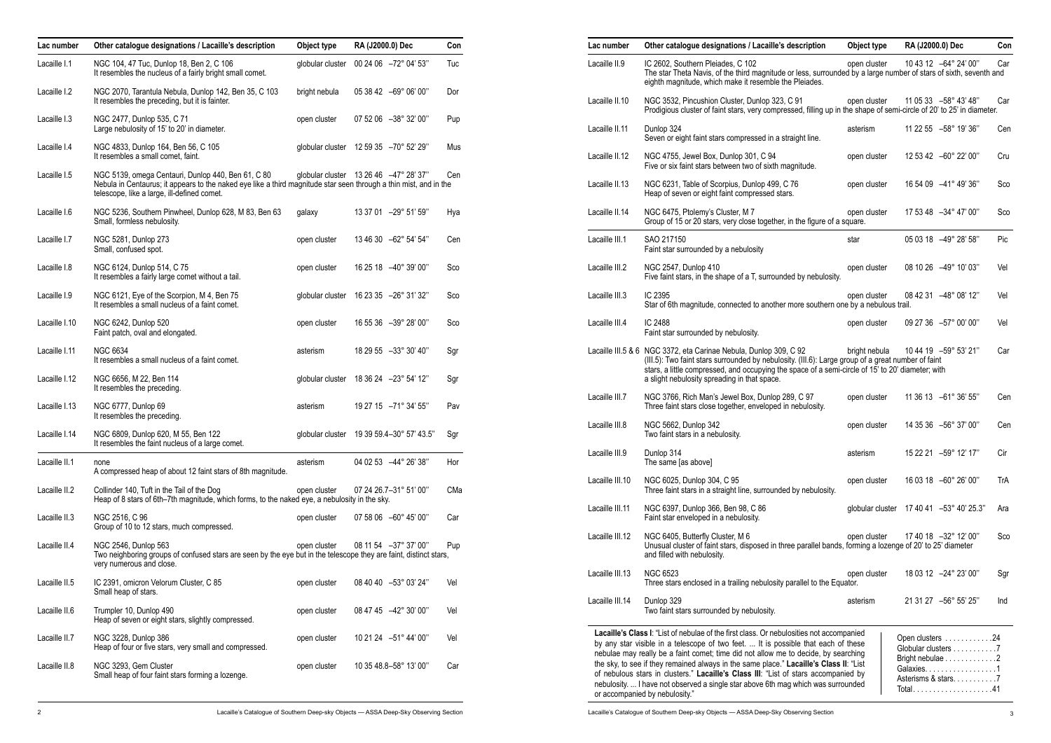| Lac number | Other catalogue designations / Lacaille's description | Object type | RA (J2000.0) Dec | Con |
|---|---|---|---|---|
| Lacaille I.1 | NGC 104, 47 Tuc, Dunlop 18, Ben 2, C 106<br>It resembles the nucleus of a fairly bright small comet. | globular cluster | 00 24 06 –72° 04' 53'' | Tuc |
| Lacaille I.2 | NGC 2070, Tarantula Nebula, Dunlop 142, Ben 35, C 103<br>It resembles the preceding, but it is fainter. | bright nebula | 05 38 42 –69° 06' 00'' | Dor |
| Lacaille I.3 | NGC 2477, Dunlop 535, C 71<br>Large nebulosity of 15' to 20' in diameter. | open cluster | 07 52 06 –38° 32' 00'' | Pup |
| Lacaille I.4 | NGC 4833, Dunlop 164, Ben 56, C 105<br>It resembles a small comet, faint. | globular cluster | 12 59 35 –70° 52' 29'' | Mus |
| Lacaille I.5 | NGC 5139, omega Centauri, Dunlop 440, Ben 61, C 80<br>Nebula in Centaurus; it appears to the naked eye like a third magnitude star seen through a thin mist, and in the telescope, like a large, ill-defined comet. | globular cluster | 13 26 46 –47° 28' 37'' | Cen |
| Lacaille I.6 | NGC 5236, Southern Pinwheel, Dunlop 628, M 83, Ben 63<br>Small, formless nebulosity. | galaxy | 13 37 01 –29° 51' 59'' | Hya |
| Lacaille I.7 | NGC 5281, Dunlop 273<br>Small, confused spot. | open cluster | 13 46 30 –62° 54' 54'' | Cen |
| Lacaille I.8 | NGC 6124, Dunlop 514, C 75<br>It resembles a fairly large comet without a tail. | open cluster | 16 25 18 –40° 39' 00'' | Sco |
| Lacaille I.9 | NGC 6121, Eye of the Scorpion, M 4, Ben 75<br>It resembles a small nucleus of a faint comet. | globular cluster | 16 23 35 –26° 31' 32'' | Sco |
| Lacaille I.10 | NGC 6242, Dunlop 520<br>Faint patch, oval and elongated. | open cluster | 16 55 36 –39° 28' 00'' | Sco |
| Lacaille I.11 | NGC 6634<br>It resembles a small nucleus of a faint comet. | asterism | 18 29 55 –33° 30' 40'' | Sgr |
| Lacaille I.12 | NGC 6656, M 22, Ben 114<br>It resembles the preceding. | globular cluster | 18 36 24 –23° 54' 12'' | Sgr |
| Lacaille I.13 | NGC 6777, Dunlop 69<br>It resembles the preceding. | asterism | 19 27 15 –71° 34' 55'' | Pav |
| Lacaille I.14 | NGC 6809, Dunlop 620, M 55, Ben 122<br>It resembles the faint nucleus of a large comet. | globular cluster | 19 39 59.4 –30° 57' 43.5'' | Sgr |
| Lacaille II.1 | none<br>A compressed heap of about 12 faint stars of 8th magnitude. | asterism | 04 02 53 –44° 26' 38'' | Hor |
| Lacaille II.2 | Collinder 140, Tuft in the Tail of the Dog<br>Heap of 8 stars of 6th–7th magnitude, which forms, to the naked eye, a nebulosity in the sky. | open cluster | 07 24 26.7 –31° 51' 00'' | CMa |
| Lacaille II.3 | NGC 2516, C 96<br>Group of 10 to 12 stars, much compressed. | open cluster | 07 58 06 –60° 45' 00'' | Car |
| Lacaille II.4 | NGC 2546, Dunlop 563<br>Two neighboring groups of confused stars are seen by the eye but in the telescope they are faint, distinct stars, very numerous and close. | open cluster | 08 11 54 –37° 37' 00'' | Pup |
| Lacaille II.5 | IC 2391, omicron Velorum Cluster, C 85<br>Small heap of stars. | open cluster | 08 40 40 –53° 03' 24'' | Vel |
| Lacaille II.6 | Trumpler 10, Dunlop 490<br>Heap of seven or eight stars, slightly compressed. | open cluster | 08 47 45 –42° 30' 00'' | Vel |
| Lacaille II.7 | NGC 3228, Dunlop 386<br>Heap of four or five stars, very small and compressed. | open cluster | 10 21 24 –51° 44' 00'' | Vel |
| Lacaille II.8 | NGC 3293, Gem Cluster<br>Small heap of four faint stars forming a lozenge. | open cluster | 10 35 48.8 –58° 13' 00'' | Car |
| Lacaille II.9 | IC 2602, Southern Pleiades, C 102<br>The star Theta Navis, of the third magnitude or less, surrounded by a large number of stars of sixth, seventh and eighth magnitude, which make it resemble the Pleiades. | open cluster | 10 43 12 –64° 24' 00'' | Car |
| Lacaille II.10 | NGC 3532, Pincushion Cluster, Dunlop 323, C 91<br>Prodigious cluster of faint stars, very compressed, filling up in the shape of semi-circle of 20' to 25' in diameter. | open cluster | 11 05 33 –58° 43' 48'' | Car |
| Lacaille II.11 | Dunlop 324<br>Seven or eight faint stars compressed in a straight line. | asterism | 11 22 55 –58° 19' 36'' | Cen |
| Lacaille II.12 | NGC 4755, Jewel Box, Dunlop 301, C 94<br>Five or six faint stars between two of sixth magnitude. | open cluster | 12 53 42 –60° 22' 00'' | Cru |
| Lacaille II.13 | NGC 6231, Table of Scorpius, Dunlop 499, C 76<br>Heap of seven or eight faint compressed stars. | open cluster | 16 54 09 –41° 49' 36'' | Sco |
| Lacaille II.14 | NGC 6475, Ptolemy's Cluster, M 7<br>Group of 15 or 20 stars, very close together, in the figure of a square. | open cluster | 17 53 48 –34° 47' 00'' | Sco |
| Lacaille III.1 | SAO 217150<br>Faint star surrounded by a nebulosity | star | 05 03 18 –49° 28' 58'' | Pic |
| Lacaille III.2 | NGC 2547, Dunlop 410<br>Five faint stars, in the shape of a T, surrounded by nebulosity. | open cluster | 08 10 26 –49° 10' 03'' | Vel |
| Lacaille III.3 | IC 2395<br>Star of 6th magnitude, connected to another more southern one by a nebulous trail. | open cluster | 08 42 31 –48° 08' 12'' | Vel |
| Lacaille III.4 | IC 2488<br>Faint star surrounded by nebulosity. | open cluster | 09 27 36 –57° 00' 00'' | Vel |
| Lacaille III.5 & 6 | NGC 3372, eta Carinae Nebula, Dunlop 309, C 92<br>(III.5): Two faint stars surrounded by nebulosity. (III.6): Large group of a great number of faint stars, a little compressed, and occupying the space of a semi-circle of 15' to 20' diameter; with a slight nebulosity spreading in that space. | bright nebula | 10 44 19 –59° 53' 21'' | Car |
| Lacaille III.7 | NGC 3766, Rich Man's Jewel Box, Dunlop 289, C 97<br>Three faint stars close together, enveloped in nebulosity. | open cluster | 11 36 13 –61° 36' 55'' | Cen |
| Lacaille III.8 | NGC 5662, Dunlop 342<br>Two faint stars in a nebulosity. | open cluster | 14 35 36 –56° 37' 00'' | Cen |
| Lacaille III.9 | Dunlop 314<br>The same [as above] | asterism | 15 22 21 –59° 12' 17'' | Cir |
| Lacaille III.10 | NGC 6025, Dunlop 304, C 95<br>Three faint stars in a straight line, surrounded by nebulosity. | open cluster | 16 03 18 –60° 26' 00'' | TrA |
| Lacaille III.11 | NGC 6397, Dunlop 366, Ben 98, C 86<br>Faint star enveloped in a nebulosity. | globular cluster | 17 40 41 –53° 40' 25.3'' | Ara |
| Lacaille III.12 | NGC 6405, Butterfly Cluster, M 6<br>Unusual cluster of faint stars, disposed in three parallel bands, forming a lozenge of 20' to 25' diameter and filled with nebulosity. | open cluster | 17 40 18 –32° 12' 00'' | Sco |
| Lacaille III.13 | NGC 6523<br>Three stars enclosed in a trailing nebulosity parallel to the Equator. | open cluster | 18 03 12 –24° 23' 00'' | Sgr |
| Lacaille III.14 | Dunlop 329<br>Two faint stars surrounded by nebulosity. | asterism | 21 31 27 –56° 55' 25'' | Ind |

**Lacaille's Class I**: "List of nebulae of the first class. Or nebulosities not accompanied by any star visible in a telescope of two feet. ... It is possible that each of these nebulae may really be a faint comet; time did not allow me to decide, by searching the sky, to see if they remained always in the same place." **Lacaille's Class II**: "List of nebulous stars in clusters." **Lacaille's Class III**: "List of stars accompanied by nebulosity. ... I have not observed a single star above 6th mag which was surrounded or accompanied by nebulosity."

| | |
|---|---|
| Open clusters | 24 |
| Globular clusters | 7 |
| Bright nebulae | 2 |
| Galaxies | 1 |
| Asterisms & stars | 7 |
| Total | 41 |